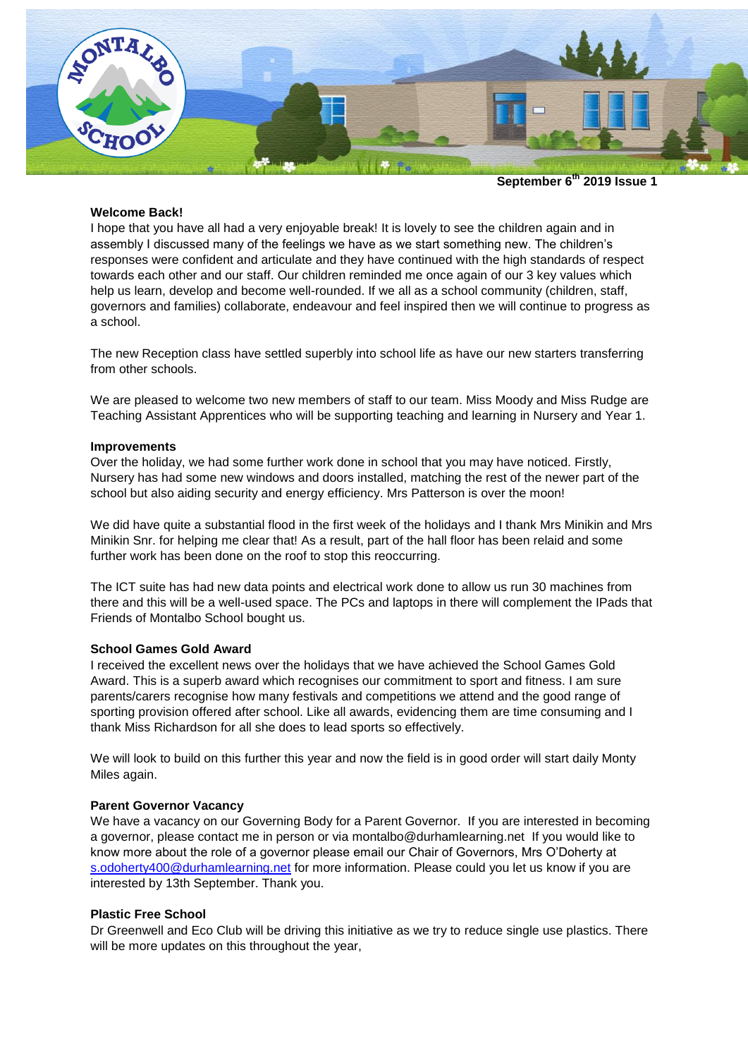September 6th 2019 Issue 1

### Welcome Back!

I hope that you have all had a very enjoyable break! It is lovely to see the children again and in assembly I discussed many of the feelings we have as we start something new. The children's responses were confident and articulate and they have continued with the high standards of respect towards each other and our staff. Our children reminded me once again of our 3 key values which help us learn, develop and become well-rounded. If we all as a school community (children, staff, governors and families) collaborate, endeavour and feel inspired then we will continue to progress as a school.

The new Reception class have settled superbly into school life as have our new starters transferring from other schools.

We are pleased to welcome two new members of staff to our team. Miss Moody and Miss Rudge are Teaching Assistant Apprentices who will be supporting teaching and learning in Nursery and Year 1.

### Improvements

Over the holiday, we had some further work done in school that you may have noticed. Firstly, Nursery has had some new windows and doors installed, matching the rest of the newer part of the school but also aiding security and energy efficiency. Mrs Patterson is over the moon!

We did have quite a substantial flood in the first week of the holidays and I thank Mrs Minikin and Mrs Minikin Snr. for helping me clear that! As a result, part of the hall floor has been relaid and some further work has been done on the roof to stop this reoccurring.

The ICT suite has had new data points and electrical work done to allow us run 30 machines from there and this will be a well-used space. The PCs and laptops in there will complement the IPads that Friends of Montalbo School bought us.

### School Games Gold Award

I received the excellent news over the holidays that we have achieved the School Games Gold Award. This is a superb award which recognises our commitment to sport and fitness. I am sure parents/carers recognise how many festivals and competitions we attend and the good range of sporting provision offered after school. Like all awards, evidencing them are time consuming and I thank Miss Richardson for all she does to lead sports so effectively.

We will look to build on this further this year and now the field is in good order will start daily Monty Miles again.

### Parent Governor Vacancy

We have a vacancy on our Governing Body for a Parent Governor. If you are interested in becoming a governor, please contact me in person or via montalbo@durhamlearning.net If you would like to know more about the role of a governor please email our Chair of Governors, Mrs O'Doherty at s.odoherty400@durhamlearning.net for more information. Please could you let us know if you are interested by 13th September. Thank you.

### Plastic Free School

Dr Greenwell and Eco Club will be driving this initiative as we try to reduce single use plastics. There will be more updates on this throughout the year,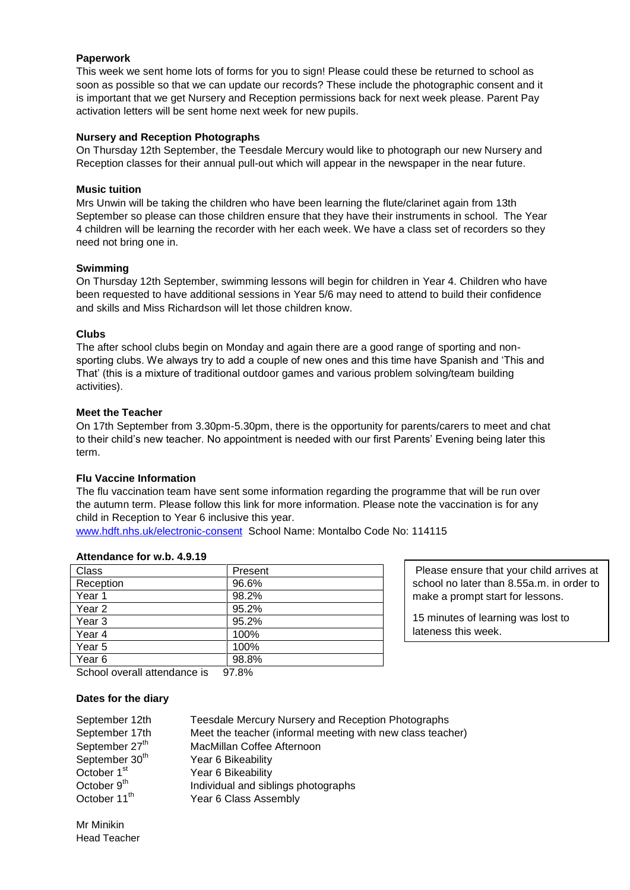**Paperwork**

This week we sent home lots of forms for you to sign! Please could these be returned to school as soon as possible so that we can update our records? These include the photographic consent and it is important that we get Nursery and Reception permissions back for next week please. Parent Pay activation letters will be sent home next week for new pupils.

**Nursery and Reception Photographs**

On Thursday 12th September, the Teesdale Mercury would like to photograph our new Nursery and Reception classes for their annual pull-out which will appear in the newspaper in the near future.

**Music tuition**

Mrs Unwin will be taking the children who have been learning the flute/clarinet again from 13th September so please can those children ensure that they have their instruments in school. The Year 4 children will be learning the recorder with her each week. We have a class set of recorders so they need not bring one in.

**Swimming**

On Thursday 12th September, swimming lessons will begin for children in Year 4. Children who have been requested to have additional sessions in Year 5/6 may need to attend to build their confidence and skills and Miss Richardson will let those children know.

**Clubs**

The after school clubs begin on Monday and again there are a good range of sporting and non-sporting clubs. We always try to add a couple of new ones and this time have Spanish and 'This and That' (this is a mixture of traditional outdoor games and various problem solving/team building activities).

**Meet the Teacher**

On 17th September from 3.30pm-5.30pm, there is the opportunity for parents/carers to meet and chat to their child's new teacher. No appointment is needed with our first Parents' Evening being later this term.

**Flu Vaccine Information**

The flu vaccination team have sent some information regarding the programme that will be run over the autumn term. Please follow this link for more information. Please note the vaccination is for any child in Reception to Year 6 inclusive this year.

www.hdft.nhs.uk/electronic-consent School Name: Montalbo Code No: 114115

**Attendance for w.b. 4.9.19**

| Class | Present |
|---|---|
| Reception | 96.6% |
| Year 1 | 98.2% |
| Year 2 | 95.2% |
| Year 3 | 95.2% |
| Year 4 | 100% |
| Year 5 | 100% |
| Year 6 | 98.8% |

School overall attendance is 97.8%

Please ensure that your child arrives at school no later than 8.55a.m. in order to make a prompt start for lessons.

15 minutes of learning was lost to lateness this week.

**Dates for the diary**

| | |
|---|---|
| September 12th | Teesdale Mercury Nursery and Reception Photographs |
| September 17th | Meet the teacher (informal meeting with new class teacher) |
| September 27th | MacMillan Coffee Afternoon |
| September 30th | Year 6 Bikeability |
| October 1st | Year 6 Bikeability |
| October 9th | Individual and siblings photographs |
| October 11th | Year 6 Class Assembly |

Mr Minikin
Head Teacher